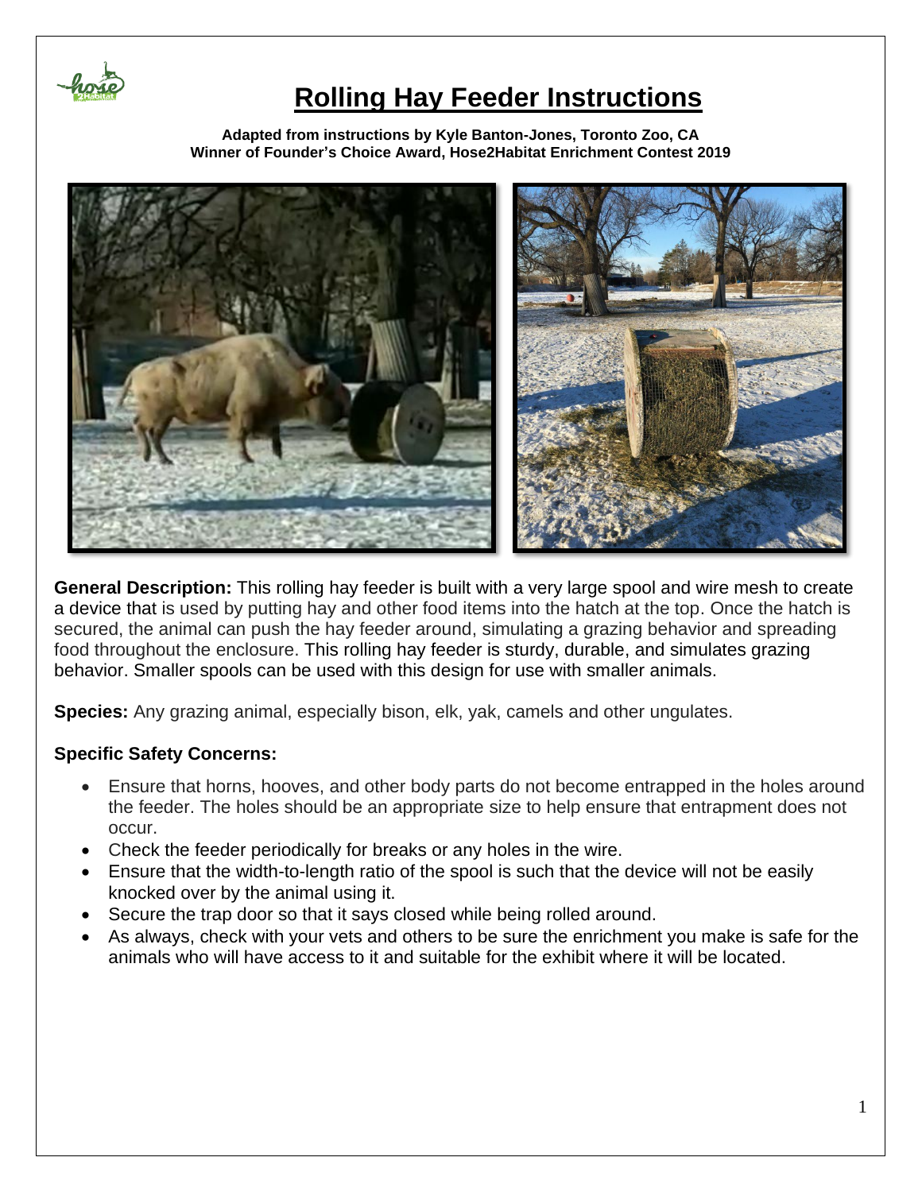# Rolling Hay Feeder Instructions

**Adapted from instructions by Kyle Banton-Jones, Toronto Zoo, CA**
**Winner of Founder's Choice Award, Hose2Habitat Enrichment Contest 2019**

**General Description:** This rolling hay feeder is built with a very large spool and wire mesh to create a device that is used by putting hay and other food items into the hatch at the top. Once the hatch is secured, the animal can push the hay feeder around, simulating a grazing behavior and spreading food throughout the enclosure. This rolling hay feeder is sturdy, durable, and simulates grazing behavior. Smaller spools can be used with this design for use with smaller animals.

**Species:** Any grazing animal, especially bison, elk, yak, camels and other ungulates.

**Specific Safety Concerns:**

- Ensure that horns, hooves, and other body parts do not become entrapped in the holes around the feeder. The holes should be an appropriate size to help ensure that entrapment does not occur.
- Check the feeder periodically for breaks or any holes in the wire.
- Ensure that the width-to-length ratio of the spool is such that the device will not be easily knocked over by the animal using it.
- Secure the trap door so that it says closed while being rolled around.
- As always, check with your vets and others to be sure the enrichment you make is safe for the animals who will have access to it and suitable for the exhibit where it will be located.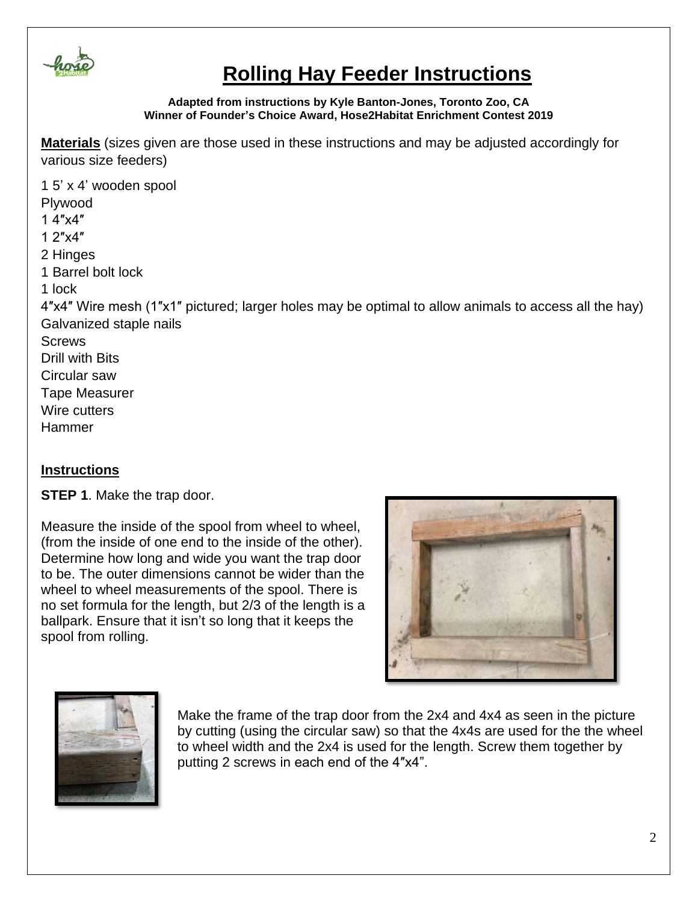# Rolling Hay Feeder Instructions

**Adapted from instructions by Kyle Banton-Jones, Toronto Zoo, CA**
**Winner of Founder's Choice Award, Hose2Habitat Enrichment Contest 2019**

**Materials** (sizes given are those used in these instructions and may be adjusted accordingly for various size feeders)

1 5' x 4' wooden spool
Plywood
1 4″x4″
1 2″x4″
2 Hinges
1 Barrel bolt lock
1 lock
4″x4″ Wire mesh (1″x1″ pictured; larger holes may be optimal to allow animals to access all the hay)
Galvanized staple nails
Screws
Drill with Bits
Circular saw
Tape Measurer
Wire cutters
Hammer

## Instructions

**STEP 1**. Make the trap door.

Measure the inside of the spool from wheel to wheel, (from the inside of one end to the inside of the other). Determine how long and wide you want the trap door to be. The outer dimensions cannot be wider than the wheel to wheel measurements of the spool. There is no set formula for the length, but 2/3 of the length is a ballpark. Ensure that it isn't so long that it keeps the spool from rolling.

Make the frame of the trap door from the 2x4 and 4x4 as seen in the picture by cutting (using the circular saw) so that the 4x4s are used for the the wheel to wheel width and the 2x4 is used for the length. Screw them together by putting 2 screws in each end of the 4″x4".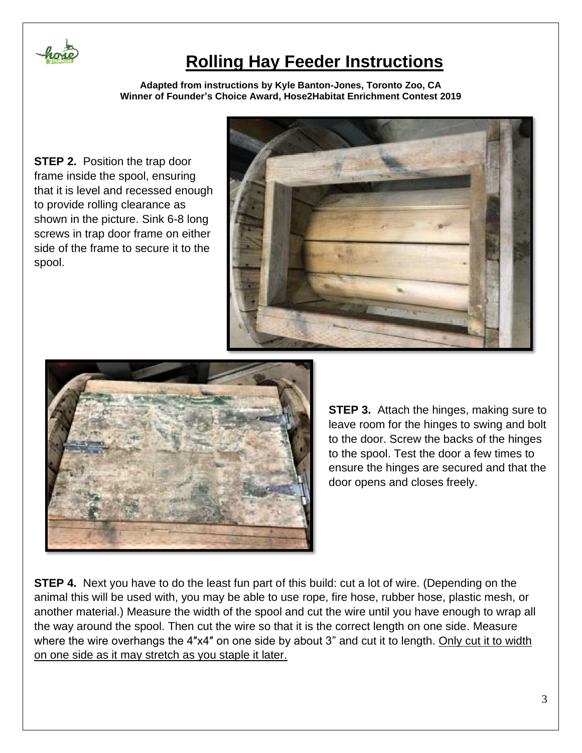# Rolling Hay Feeder Instructions

**Adapted from instructions by Kyle Banton-Jones, Toronto Zoo, CA**
**Winner of Founder's Choice Award, Hose2Habitat Enrichment Contest 2019**

**STEP 2.** Position the trap door frame inside the spool, ensuring that it is level and recessed enough to provide rolling clearance as shown in the picture. Sink 6-8 long screws in trap door frame on either side of the frame to secure it to the spool.

**STEP 3.** Attach the hinges, making sure to leave room for the hinges to swing and bolt to the door. Screw the backs of the hinges to the spool. Test the door a few times to ensure the hinges are secured and that the door opens and closes freely.

**STEP 4.** Next you have to do the least fun part of this build: cut a lot of wire. (Depending on the animal this will be used with, you may be able to use rope, fire hose, rubber hose, plastic mesh, or another material.) Measure the width of the spool and cut the wire until you have enough to wrap all the way around the spool. Then cut the wire so that it is the correct length on one side. Measure where the wire overhangs the 4″x4″ on one side by about 3" and cut it to length. <u>Only cut it to width on one side as it may stretch as you staple it later.</u>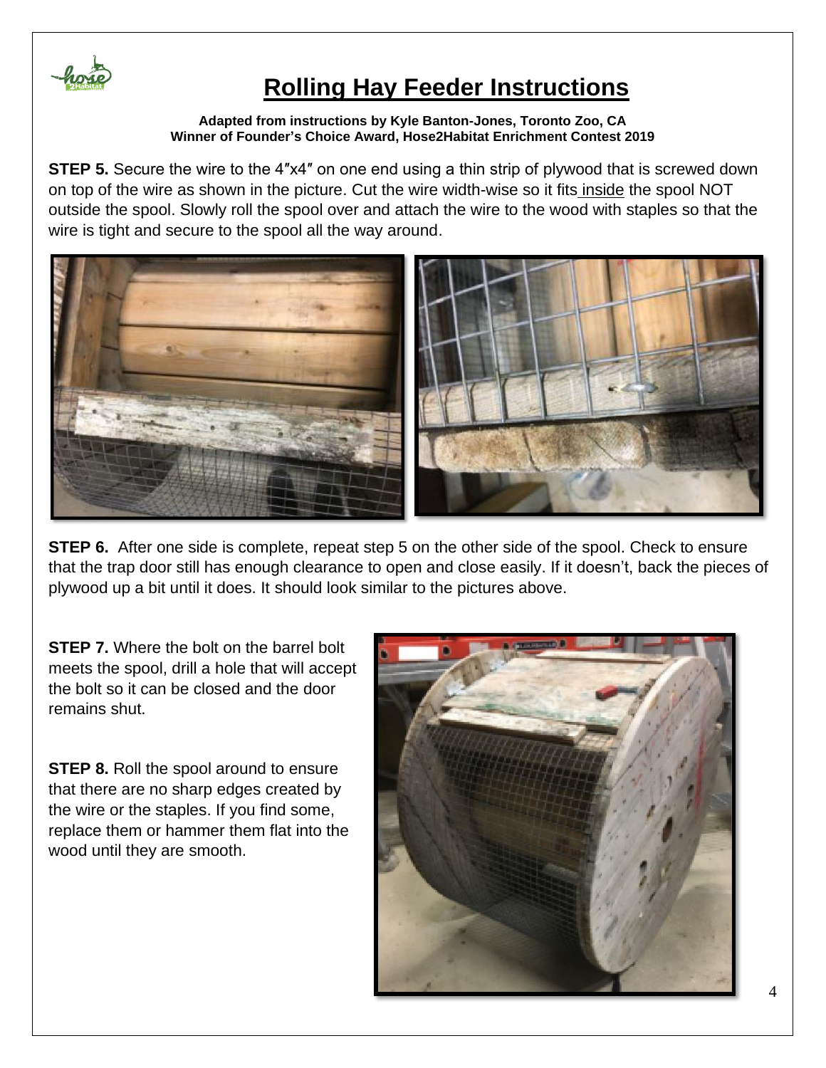# Rolling Hay Feeder Instructions

**Adapted from instructions by Kyle Banton-Jones, Toronto Zoo, CA**
**Winner of Founder's Choice Award, Hose2Habitat Enrichment Contest 2019**

**STEP 5.** Secure the wire to the 4″x4″ on one end using a thin strip of plywood that is screwed down on top of the wire as shown in the picture. Cut the wire width-wise so it fits inside the spool NOT outside the spool. Slowly roll the spool over and attach the wire to the wood with staples so that the wire is tight and secure to the spool all the way around.

**STEP 6.** After one side is complete, repeat step 5 on the other side of the spool. Check to ensure that the trap door still has enough clearance to open and close easily. If it doesn't, back the pieces of plywood up a bit until it does. It should look similar to the pictures above.

**STEP 7.** Where the bolt on the barrel bolt meets the spool, drill a hole that will accept the bolt so it can be closed and the door remains shut.

**STEP 8.** Roll the spool around to ensure that there are no sharp edges created by the wire or the staples. If you find some, replace them or hammer them flat into the wood until they are smooth.